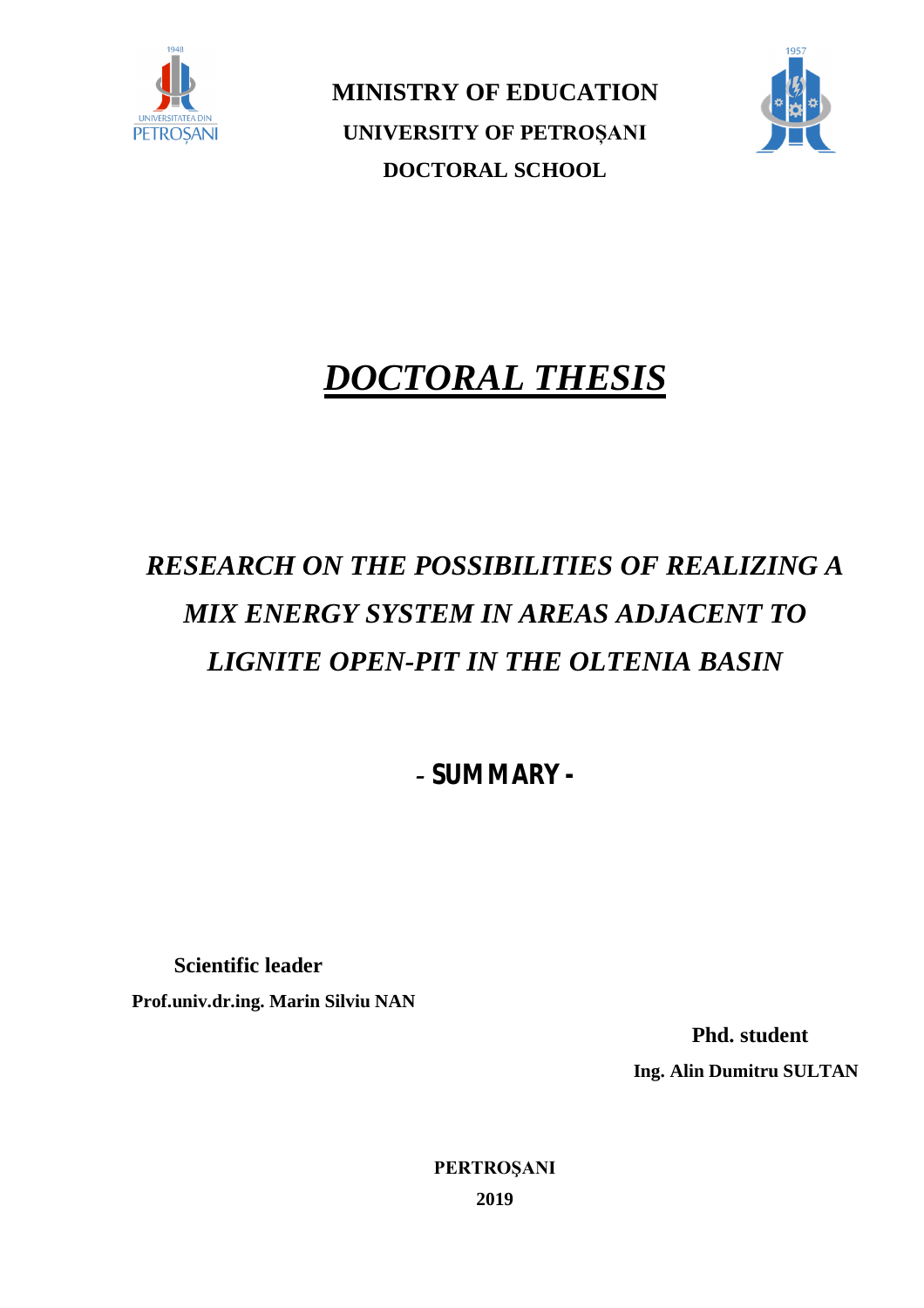**MINISTRY OF EDUCATION**

**UNIVERSITY OF PETROȘANI**

**DOCTORAL SCHOOL**

# *DOCTORAL THESIS*

## *RESEARCH ON THE POSSIBILITIES OF REALIZING A MIX ENERGY SYSTEM IN AREAS ADJACENT TO LIGNITE OPEN-PIT IN THE OLTENIA BASIN*

**- SUMMARY -**

**Scientific leader**

**Prof.univ.dr.ing. Marin Silviu NAN**

**Phd. student**

**Ing. Alin Dumitru SULTAN**

**PERTROŞANI**

**2019**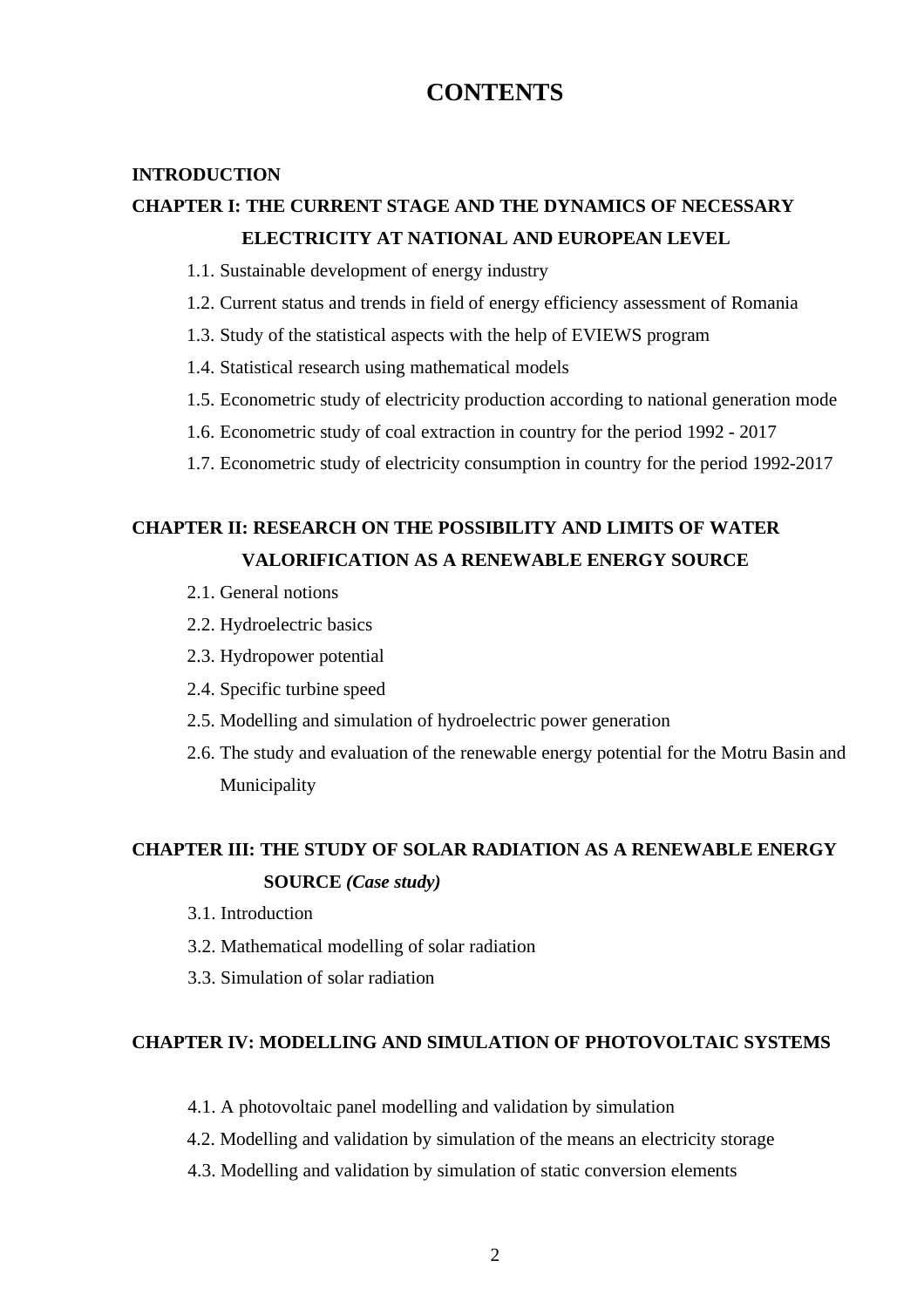# CONTENTS

**INTRODUCTION**

**CHAPTER I: THE CURRENT STAGE AND THE DYNAMICS OF NECESSARY ELECTRICITY AT NATIONAL AND EUROPEAN LEVEL**

1.1. Sustainable development of energy industry

1.2. Current status and trends in field of energy efficiency assessment of Romania

1.3. Study of the statistical aspects with the help of EVIEWS program

1.4. Statistical research using mathematical models

1.5. Econometric study of electricity production according to national generation mode

1.6. Econometric study of coal extraction in country for the period 1992 - 2017

1.7. Econometric study of electricity consumption in country for the period 1992-2017

**CHAPTER II: RESEARCH ON THE POSSIBILITY AND LIMITS OF WATER VALORIFICATION AS A RENEWABLE ENERGY SOURCE**

2.1. General notions

2.2. Hydroelectric basics

2.3. Hydropower potential

2.4. Specific turbine speed

2.5. Modelling and simulation of hydroelectric power generation

2.6. The study and evaluation of the renewable energy potential for the Motru Basin and Municipality

**CHAPTER III: THE STUDY OF SOLAR RADIATION AS A RENEWABLE ENERGY SOURCE *(Case study)***

3.1. Introduction

3.2. Mathematical modelling of solar radiation

3.3. Simulation of solar radiation

**CHAPTER IV: MODELLING AND SIMULATION OF PHOTOVOLTAIC SYSTEMS**

4.1. A photovoltaic panel modelling and validation by simulation

4.2. Modelling and validation by simulation of the means an electricity storage

4.3. Modelling and validation by simulation of static conversion elements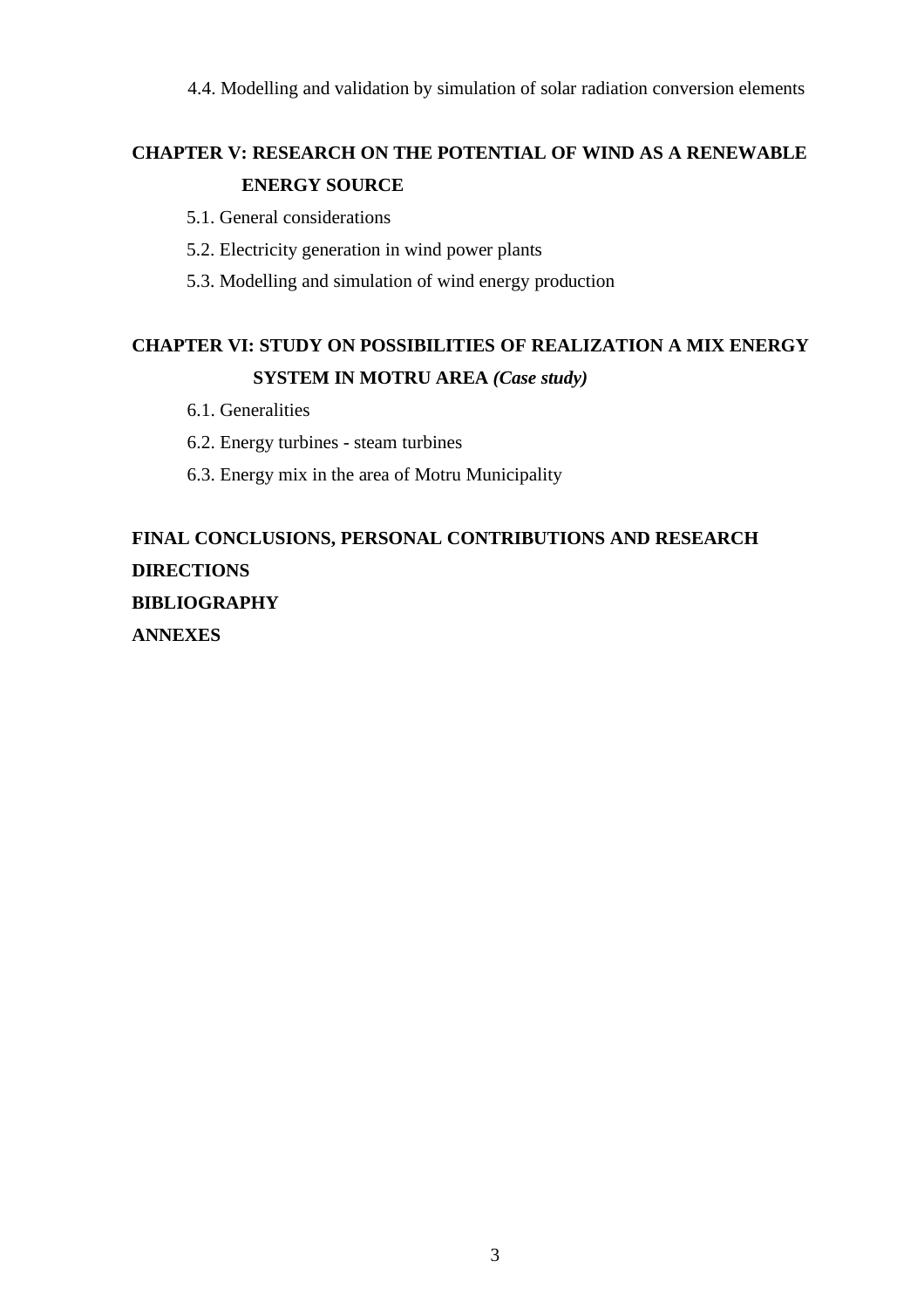4.4. Modelling and validation by simulation of solar radiation conversion elements

**CHAPTER V: RESEARCH ON THE POTENTIAL OF WIND AS A RENEWABLE ENERGY SOURCE**

5.1. General considerations

5.2. Electricity generation in wind power plants

5.3. Modelling and simulation of wind energy production

**CHAPTER VI: STUDY ON POSSIBILITIES OF REALIZATION A MIX ENERGY SYSTEM IN MOTRU AREA *(Case study)***

6.1. Generalities

6.2. Energy turbines - steam turbines

6.3. Energy mix in the area of Motru Municipality

**FINAL CONCLUSIONS, PERSONAL CONTRIBUTIONS AND RESEARCH DIRECTIONS**

**BIBLIOGRAPHY**

**ANNEXES**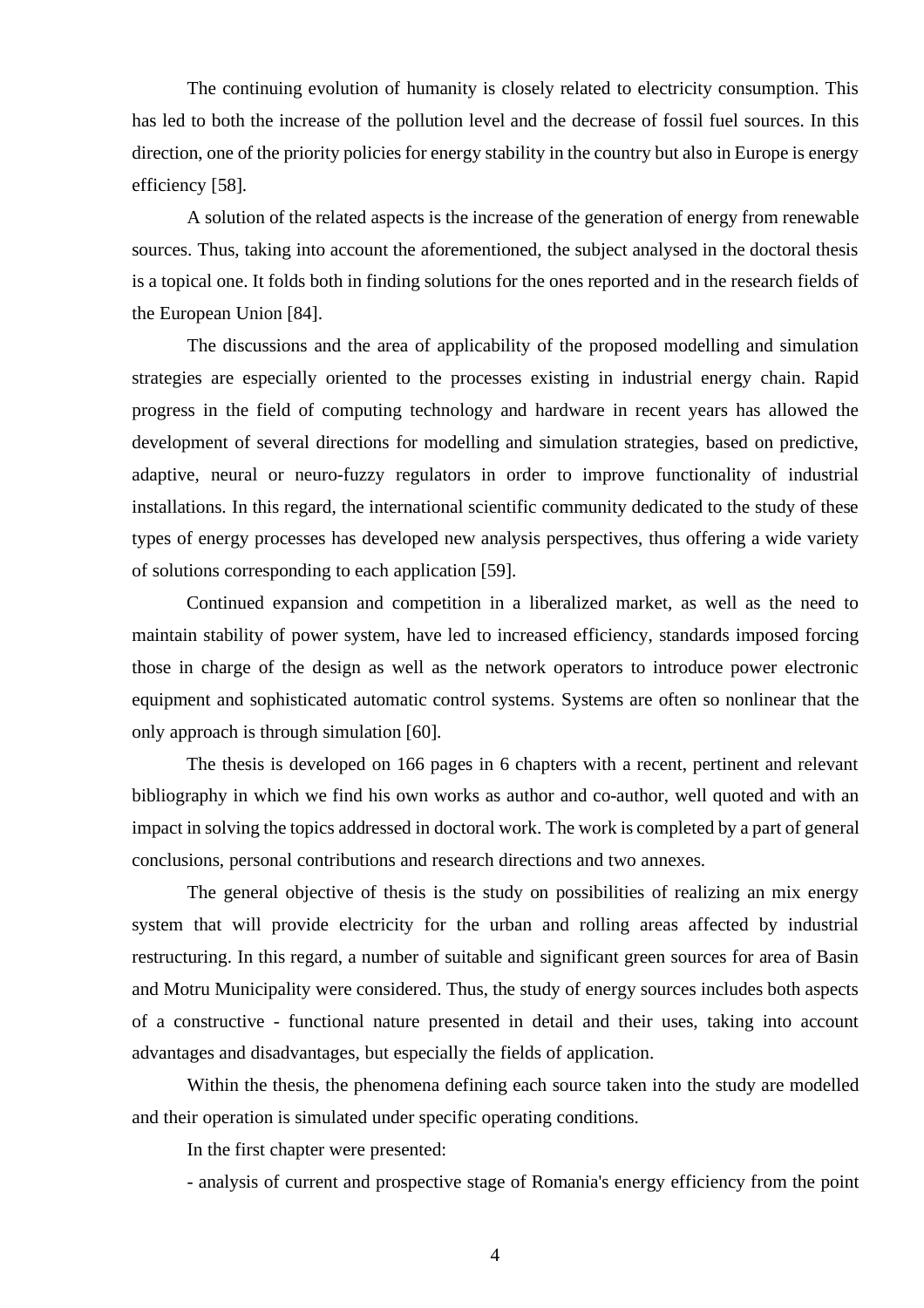The continuing evolution of humanity is closely related to electricity consumption. This has led to both the increase of the pollution level and the decrease of fossil fuel sources. In this direction, one of the priority policies for energy stability in the country but also in Europe is energy efficiency [58].

A solution of the related aspects is the increase of the generation of energy from renewable sources. Thus, taking into account the aforementioned, the subject analysed in the doctoral thesis is a topical one. It folds both in finding solutions for the ones reported and in the research fields of the European Union [84].

The discussions and the area of applicability of the proposed modelling and simulation strategies are especially oriented to the processes existing in industrial energy chain. Rapid progress in the field of computing technology and hardware in recent years has allowed the development of several directions for modelling and simulation strategies, based on predictive, adaptive, neural or neuro-fuzzy regulators in order to improve functionality of industrial installations. In this regard, the international scientific community dedicated to the study of these types of energy processes has developed new analysis perspectives, thus offering a wide variety of solutions corresponding to each application [59].

Continued expansion and competition in a liberalized market, as well as the need to maintain stability of power system, have led to increased efficiency, standards imposed forcing those in charge of the design as well as the network operators to introduce power electronic equipment and sophisticated automatic control systems. Systems are often so nonlinear that the only approach is through simulation [60].

The thesis is developed on 166 pages in 6 chapters with a recent, pertinent and relevant bibliography in which we find his own works as author and co-author, well quoted and with an impact in solving the topics addressed in doctoral work. The work is completed by a part of general conclusions, personal contributions and research directions and two annexes.

The general objective of thesis is the study on possibilities of realizing an mix energy system that will provide electricity for the urban and rolling areas affected by industrial restructuring. In this regard, a number of suitable and significant green sources for area of Basin and Motru Municipality were considered. Thus, the study of energy sources includes both aspects of a constructive - functional nature presented in detail and their uses, taking into account advantages and disadvantages, but especially the fields of application.

Within the thesis, the phenomena defining each source taken into the study are modelled and their operation is simulated under specific operating conditions.

In the first chapter were presented:

- analysis of current and prospective stage of Romania's energy efficiency from the point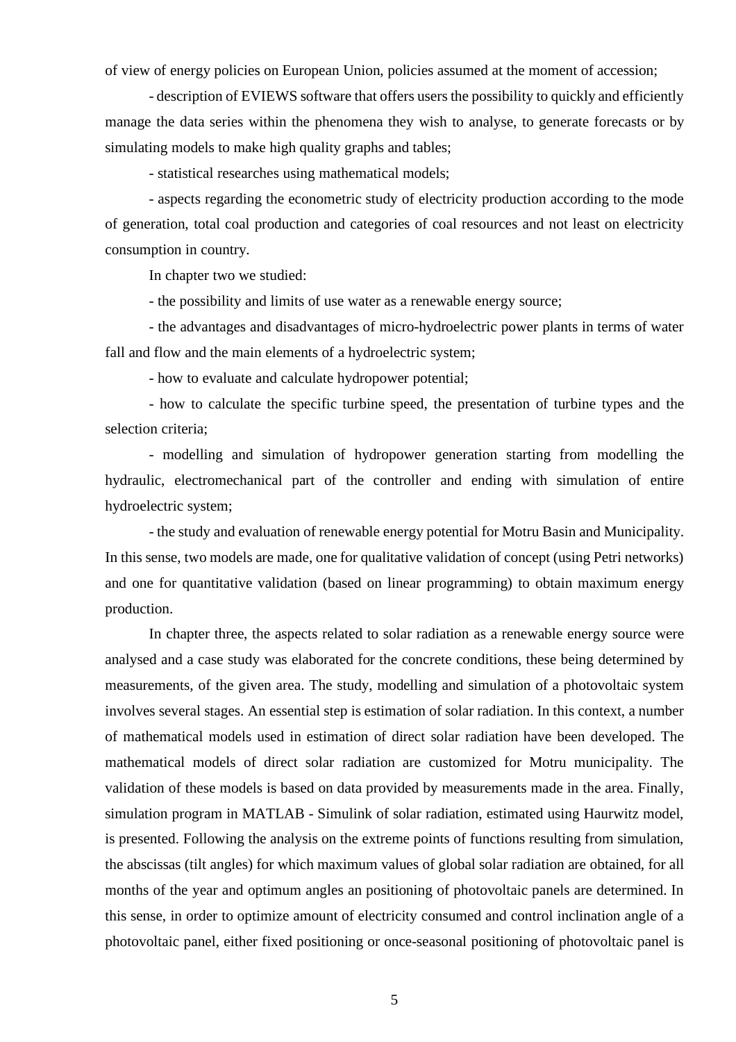of view of energy policies on European Union, policies assumed at the moment of accession;

- description of EVIEWS software that offers users the possibility to quickly and efficiently manage the data series within the phenomena they wish to analyse, to generate forecasts or by simulating models to make high quality graphs and tables;

- statistical researches using mathematical models;

- aspects regarding the econometric study of electricity production according to the mode of generation, total coal production and categories of coal resources and not least on electricity consumption in country.

In chapter two we studied:

- the possibility and limits of use water as a renewable energy source;

- the advantages and disadvantages of micro-hydroelectric power plants in terms of water fall and flow and the main elements of a hydroelectric system;

- how to evaluate and calculate hydropower potential;

- how to calculate the specific turbine speed, the presentation of turbine types and the selection criteria;

- modelling and simulation of hydropower generation starting from modelling the hydraulic, electromechanical part of the controller and ending with simulation of entire hydroelectric system;

- the study and evaluation of renewable energy potential for Motru Basin and Municipality. In this sense, two models are made, one for qualitative validation of concept (using Petri networks) and one for quantitative validation (based on linear programming) to obtain maximum energy production.

In chapter three, the aspects related to solar radiation as a renewable energy source were analysed and a case study was elaborated for the concrete conditions, these being determined by measurements, of the given area. The study, modelling and simulation of a photovoltaic system involves several stages. An essential step is estimation of solar radiation. In this context, a number of mathematical models used in estimation of direct solar radiation have been developed. The mathematical models of direct solar radiation are customized for Motru municipality. The validation of these models is based on data provided by measurements made in the area. Finally, simulation program in MATLAB - Simulink of solar radiation, estimated using Haurwitz model, is presented. Following the analysis on the extreme points of functions resulting from simulation, the abscissas (tilt angles) for which maximum values of global solar radiation are obtained, for all months of the year and optimum angles an positioning of photovoltaic panels are determined. In this sense, in order to optimize amount of electricity consumed and control inclination angle of a photovoltaic panel, either fixed positioning or once-seasonal positioning of photovoltaic panel is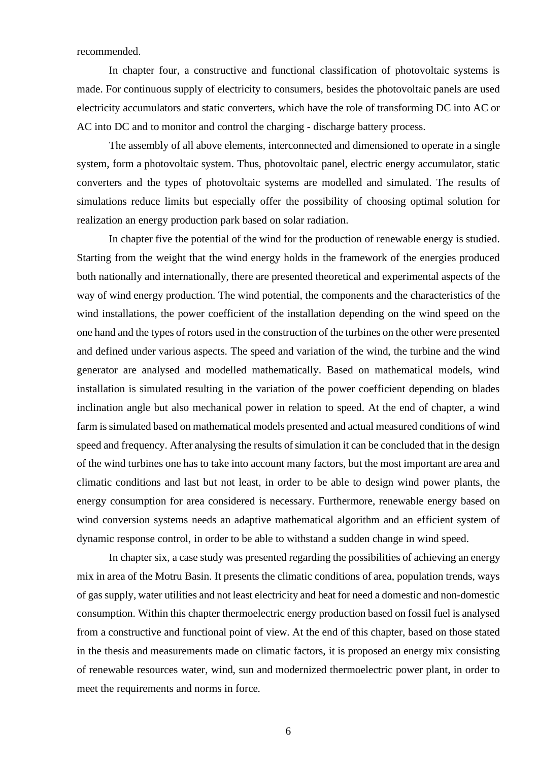recommended.

In chapter four, a constructive and functional classification of photovoltaic systems is made. For continuous supply of electricity to consumers, besides the photovoltaic panels are used electricity accumulators and static converters, which have the role of transforming DC into AC or AC into DC and to monitor and control the charging - discharge battery process.

The assembly of all above elements, interconnected and dimensioned to operate in a single system, form a photovoltaic system. Thus, photovoltaic panel, electric energy accumulator, static converters and the types of photovoltaic systems are modelled and simulated. The results of simulations reduce limits but especially offer the possibility of choosing optimal solution for realization an energy production park based on solar radiation.

In chapter five the potential of the wind for the production of renewable energy is studied. Starting from the weight that the wind energy holds in the framework of the energies produced both nationally and internationally, there are presented theoretical and experimental aspects of the way of wind energy production. The wind potential, the components and the characteristics of the wind installations, the power coefficient of the installation depending on the wind speed on the one hand and the types of rotors used in the construction of the turbines on the other were presented and defined under various aspects. The speed and variation of the wind, the turbine and the wind generator are analysed and modelled mathematically. Based on mathematical models, wind installation is simulated resulting in the variation of the power coefficient depending on blades inclination angle but also mechanical power in relation to speed. At the end of chapter, a wind farm is simulated based on mathematical models presented and actual measured conditions of wind speed and frequency. After analysing the results of simulation it can be concluded that in the design of the wind turbines one has to take into account many factors, but the most important are area and climatic conditions and last but not least, in order to be able to design wind power plants, the energy consumption for area considered is necessary. Furthermore, renewable energy based on wind conversion systems needs an adaptive mathematical algorithm and an efficient system of dynamic response control, in order to be able to withstand a sudden change in wind speed.

In chapter six, a case study was presented regarding the possibilities of achieving an energy mix in area of the Motru Basin. It presents the climatic conditions of area, population trends, ways of gas supply, water utilities and not least electricity and heat for need a domestic and non-domestic consumption. Within this chapter thermoelectric energy production based on fossil fuel is analysed from a constructive and functional point of view. At the end of this chapter, based on those stated in the thesis and measurements made on climatic factors, it is proposed an energy mix consisting of renewable resources water, wind, sun and modernized thermoelectric power plant, in order to meet the requirements and norms in force.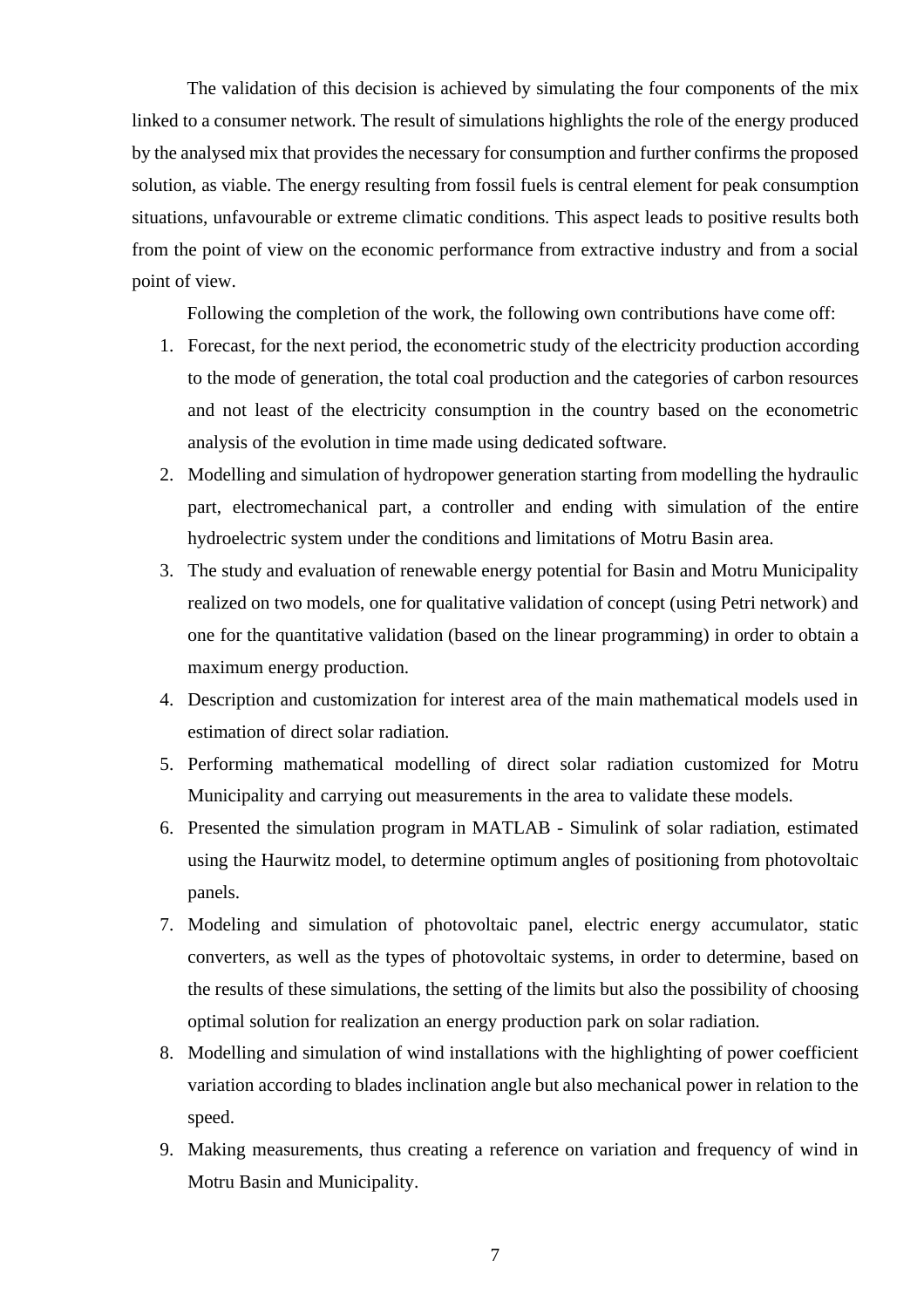The validation of this decision is achieved by simulating the four components of the mix linked to a consumer network. The result of simulations highlights the role of the energy produced by the analysed mix that provides the necessary for consumption and further confirms the proposed solution, as viable. The energy resulting from fossil fuels is central element for peak consumption situations, unfavourable or extreme climatic conditions. This aspect leads to positive results both from the point of view on the economic performance from extractive industry and from a social point of view.

Following the completion of the work, the following own contributions have come off:

1. Forecast, for the next period, the econometric study of the electricity production according to the mode of generation, the total coal production and the categories of carbon resources and not least of the electricity consumption in the country based on the econometric analysis of the evolution in time made using dedicated software.
2. Modelling and simulation of hydropower generation starting from modelling the hydraulic part, electromechanical part, a controller and ending with simulation of the entire hydroelectric system under the conditions and limitations of Motru Basin area.
3. The study and evaluation of renewable energy potential for Basin and Motru Municipality realized on two models, one for qualitative validation of concept (using Petri network) and one for the quantitative validation (based on the linear programming) in order to obtain a maximum energy production.
4. Description and customization for interest area of the main mathematical models used in estimation of direct solar radiation.
5. Performing mathematical modelling of direct solar radiation customized for Motru Municipality and carrying out measurements in the area to validate these models.
6. Presented the simulation program in MATLAB - Simulink of solar radiation, estimated using the Haurwitz model, to determine optimum angles of positioning from photovoltaic panels.
7. Modeling and simulation of photovoltaic panel, electric energy accumulator, static converters, as well as the types of photovoltaic systems, in order to determine, based on the results of these simulations, the setting of the limits but also the possibility of choosing optimal solution for realization an energy production park on solar radiation.
8. Modelling and simulation of wind installations with the highlighting of power coefficient variation according to blades inclination angle but also mechanical power in relation to the speed.
9. Making measurements, thus creating a reference on variation and frequency of wind in Motru Basin and Municipality.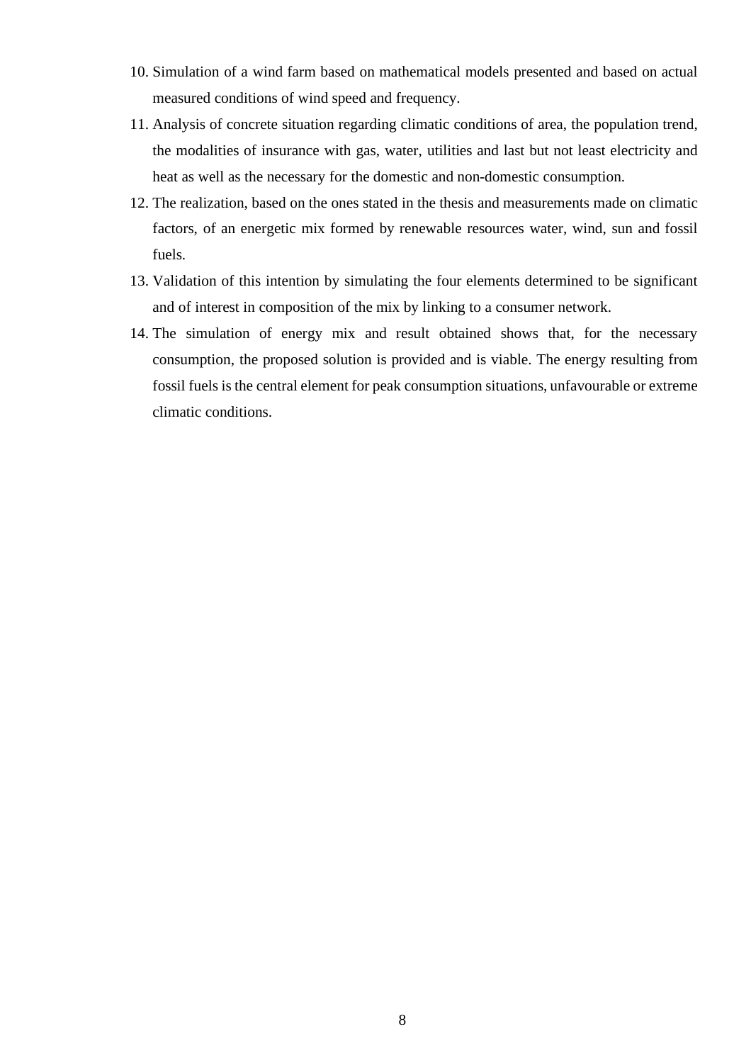10. Simulation of a wind farm based on mathematical models presented and based on actual measured conditions of wind speed and frequency.
11. Analysis of concrete situation regarding climatic conditions of area, the population trend, the modalities of insurance with gas, water, utilities and last but not least electricity and heat as well as the necessary for the domestic and non-domestic consumption.
12. The realization, based on the ones stated in the thesis and measurements made on climatic factors, of an energetic mix formed by renewable resources water, wind, sun and fossil fuels.
13. Validation of this intention by simulating the four elements determined to be significant and of interest in composition of the mix by linking to a consumer network.
14. The simulation of energy mix and result obtained shows that, for the necessary consumption, the proposed solution is provided and is viable. The energy resulting from fossil fuels is the central element for peak consumption situations, unfavourable or extreme climatic conditions.